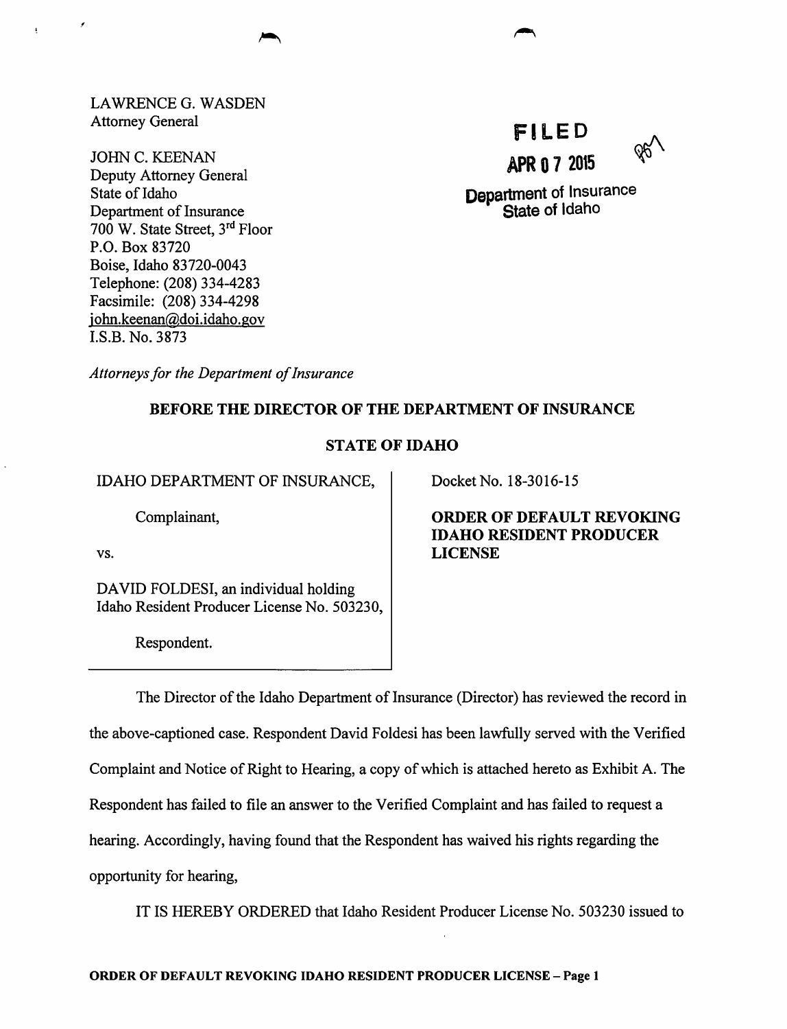LAWRENCE G. WASDEN
Attorney General

JOHN C. KEENAN
Deputy Attorney General
State of Idaho
Department of Insurance
700 W. State Street, 3rd Floor
P.O. Box 83720
Boise, Idaho 83720-0043
Telephone: (208) 334-4283
Facsimile: (208) 334-4298
john.keenan@doi.idaho.gov
I.S.B. No. 3873

*Attorneys for the Department of Insurance*

**FILED**
**APR 07 2015**
**Department of Insurance**
**State of Idaho**

**BEFORE THE DIRECTOR OF THE DEPARTMENT OF INSURANCE**

**STATE OF IDAHO**

IDAHO DEPARTMENT OF INSURANCE,

Complainant,

vs.

DAVID FOLDESI, an individual holding Idaho Resident Producer License No. 503230,

Respondent.

Docket No. 18-3016-15

**ORDER OF DEFAULT REVOKING IDAHO RESIDENT PRODUCER LICENSE**

The Director of the Idaho Department of Insurance (Director) has reviewed the record in the above-captioned case. Respondent David Foldesi has been lawfully served with the Verified Complaint and Notice of Right to Hearing, a copy of which is attached hereto as Exhibit A. The Respondent has failed to file an answer to the Verified Complaint and has failed to request a hearing. Accordingly, having found that the Respondent has waived his rights regarding the opportunity for hearing,

IT IS HEREBY ORDERED that Idaho Resident Producer License No. 503230 issued to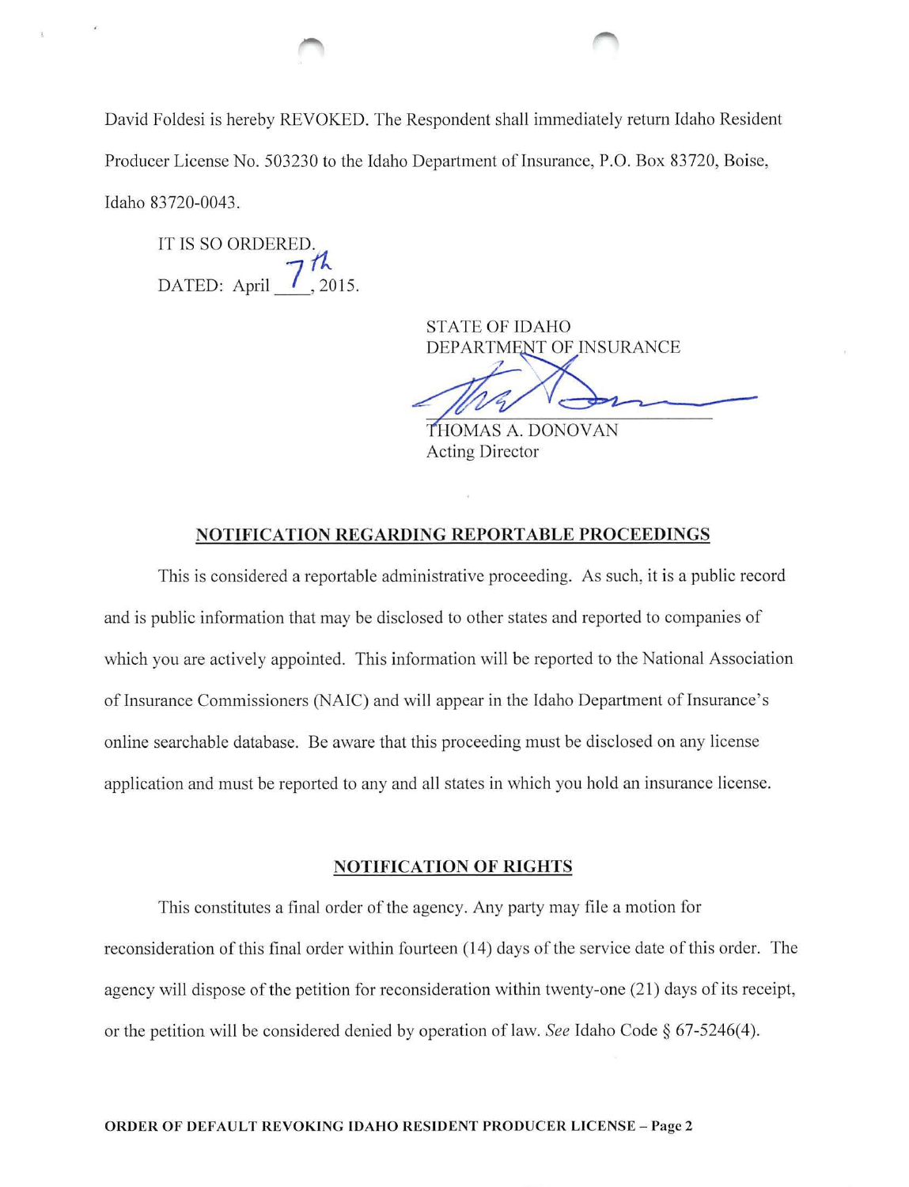David Foldesi is hereby REVOKED. The Respondent shall immediately return Idaho Resident Producer License No. 503230 to the Idaho Department of Insurance, P.O. Box 83720, Boise, Idaho 83720-0043.

IT IS SO ORDERED.

DATED: April 7th, 2015.

STATE OF IDAHO
DEPARTMENT OF INSURANCE

THOMAS A. DONOVAN
Acting Director

## NOTIFICATION REGARDING REPORTABLE PROCEEDINGS

This is considered a reportable administrative proceeding. As such, it is a public record and is public information that may be disclosed to other states and reported to companies of which you are actively appointed. This information will be reported to the National Association of Insurance Commissioners (NAIC) and will appear in the Idaho Department of Insurance's online searchable database. Be aware that this proceeding must be disclosed on any license application and must be reported to any and all states in which you hold an insurance license.

## NOTIFICATION OF RIGHTS

This constitutes a final order of the agency. Any party may file a motion for reconsideration of this final order within fourteen (14) days of the service date of this order. The agency will dispose of the petition for reconsideration within twenty-one (21) days of its receipt, or the petition will be considered denied by operation of law. *See* Idaho Code § 67-5246(4).

**ORDER OF DEFAULT REVOKING IDAHO RESIDENT PRODUCER LICENSE – Page 2**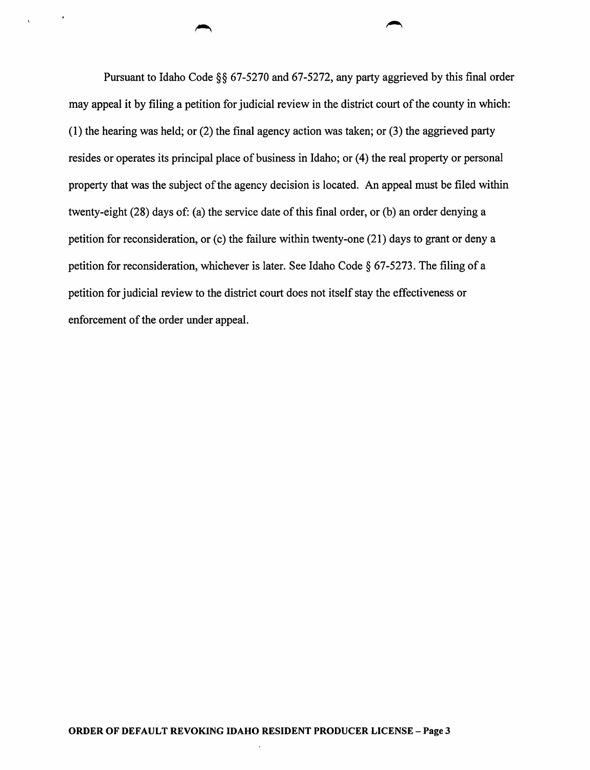Pursuant to Idaho Code §§ 67-5270 and 67-5272, any party aggrieved by this final order may appeal it by filing a petition for judicial review in the district court of the county in which: (1) the hearing was held; or (2) the final agency action was taken; or (3) the aggrieved party resides or operates its principal place of business in Idaho; or (4) the real property or personal property that was the subject of the agency decision is located. An appeal must be filed within twenty-eight (28) days of: (a) the service date of this final order, or (b) an order denying a petition for reconsideration, or (c) the failure within twenty-one (21) days to grant or deny a petition for reconsideration, whichever is later. See Idaho Code § 67-5273. The filing of a petition for judicial review to the district court does not itself stay the effectiveness or enforcement of the order under appeal.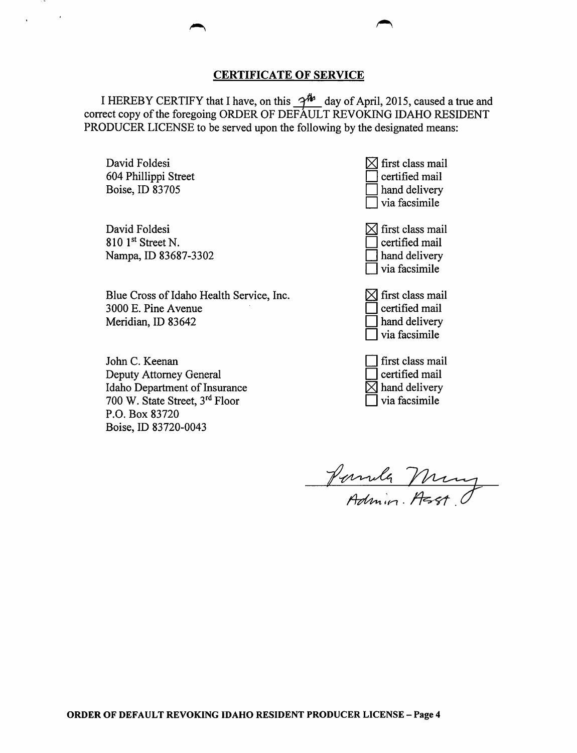## CERTIFICATE OF SERVICE

I HEREBY CERTIFY that I have, on this 7th day of April, 2015, caused a true and correct copy of the foregoing ORDER OF DEFAULT REVOKING IDAHO RESIDENT PRODUCER LICENSE to be served upon the following by the designated means:

| Recipient | Means |
|---|---|
| David Foldesi<br>604 Phillippi Street<br>Boise, ID 83705 | ☒ first class mail<br>☐ certified mail<br>☐ hand delivery<br>☐ via facsimile |
| David Foldesi<br>810 1st Street N.<br>Nampa, ID 83687-3302 | ☒ first class mail<br>☐ certified mail<br>☐ hand delivery<br>☐ via facsimile |
| Blue Cross of Idaho Health Service, Inc.<br>3000 E. Pine Avenue<br>Meridian, ID 83642 | ☒ first class mail<br>☐ certified mail<br>☐ hand delivery<br>☐ via facsimile |
| John C. Keenan<br>Deputy Attorney General<br>Idaho Department of Insurance<br>700 W. State Street, 3rd Floor<br>P.O. Box 83720<br>Boise, ID 83720-0043 | ☐ first class mail<br>☐ certified mail<br>☒ hand delivery<br>☐ via facsimile |

Pamela Murray
Admin. Asst.

**ORDER OF DEFAULT REVOKING IDAHO RESIDENT PRODUCER LICENSE – Page 4**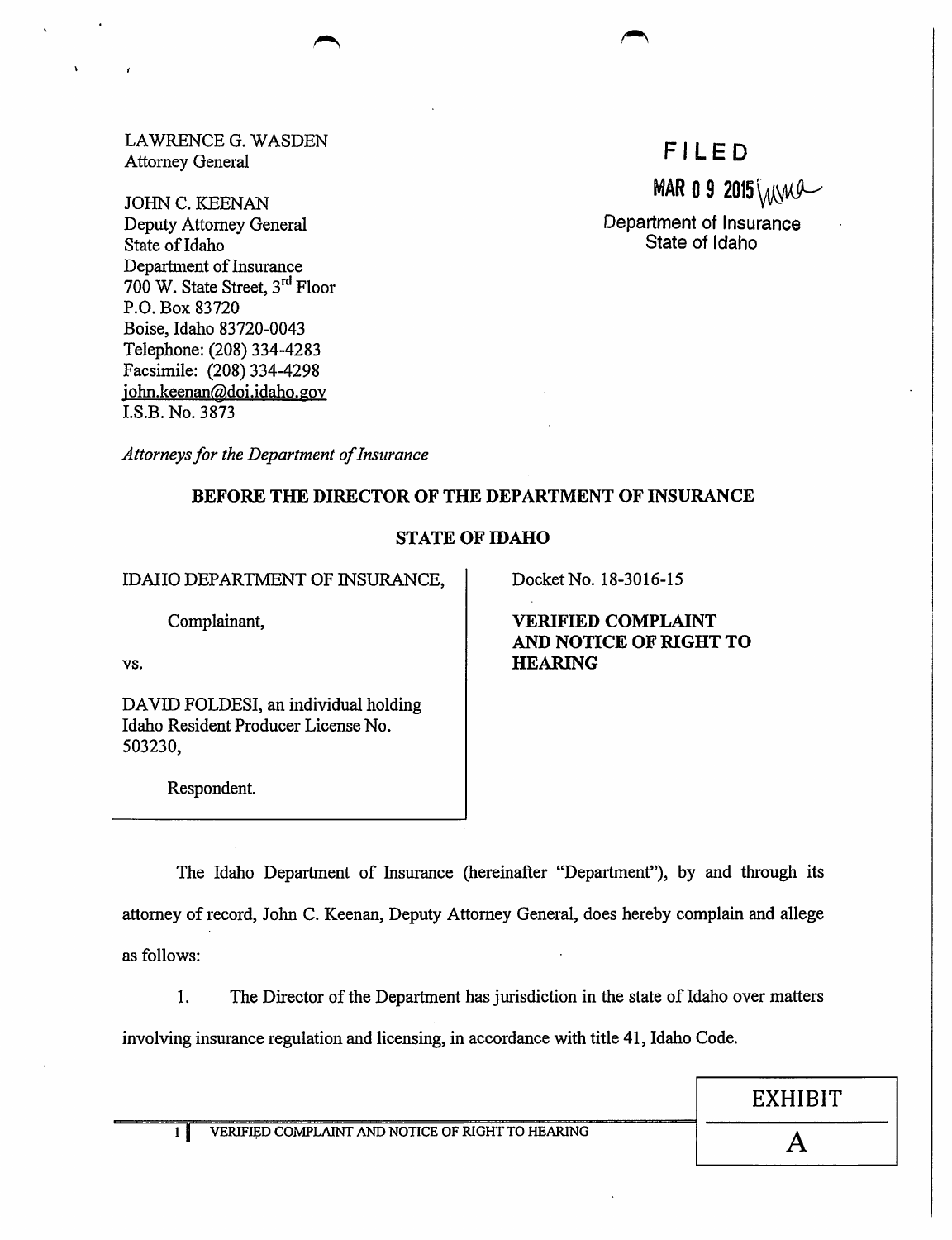LAWRENCE G. WASDEN
Attorney General

JOHN C. KEENAN
Deputy Attorney General
State of Idaho
Department of Insurance
700 W. State Street, 3rd Floor
P.O. Box 83720
Boise, Idaho 83720-0043
Telephone: (208) 334-4283
Facsimile: (208) 334-4298
john.keenan@doi.idaho.gov
I.S.B. No. 3873

*Attorneys for the Department of Insurance*

**FILED**
**MAR 0 9 2015**
Department of Insurance
State of Idaho

**BEFORE THE DIRECTOR OF THE DEPARTMENT OF INSURANCE**

**STATE OF IDAHO**

| | |
|---|---|
| IDAHO DEPARTMENT OF INSURANCE,<br><br>Complainant,<br><br>vs.<br><br>DAVID FOLDESI, an individual holding Idaho Resident Producer License No. 503230,<br><br>Respondent. | Docket No. 18-3016-15<br><br>**VERIFIED COMPLAINT AND NOTICE OF RIGHT TO HEARING** |

The Idaho Department of Insurance (hereinafter "Department"), by and through its attorney of record, John C. Keenan, Deputy Attorney General, does hereby complain and allege as follows:

1. The Director of the Department has jurisdiction in the state of Idaho over matters involving insurance regulation and licensing, in accordance with title 41, Idaho Code.

EXHIBIT A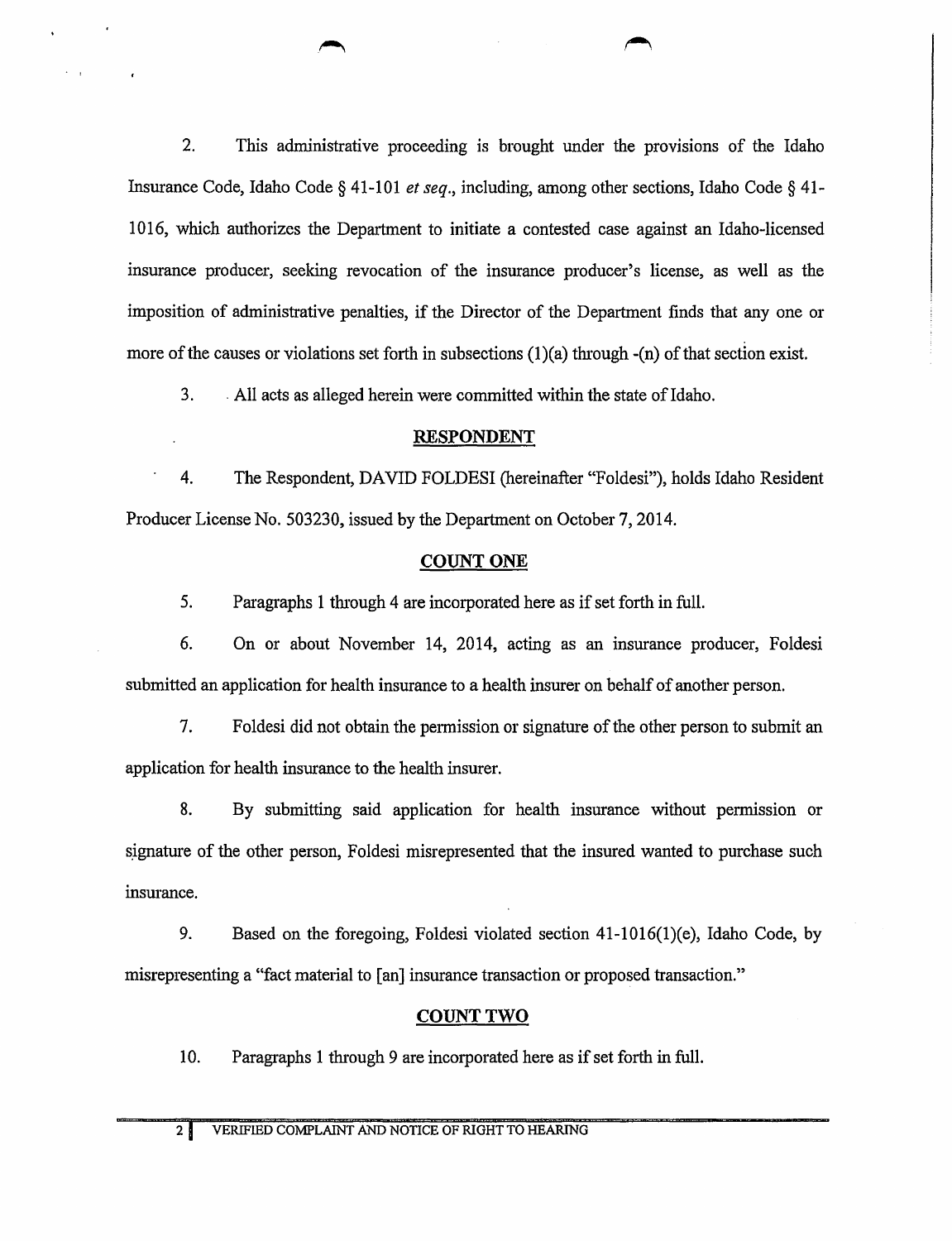2. This administrative proceeding is brought under the provisions of the Idaho Insurance Code, Idaho Code § 41-101 *et seq.*, including, among other sections, Idaho Code § 41-1016, which authorizes the Department to initiate a contested case against an Idaho-licensed insurance producer, seeking revocation of the insurance producer's license, as well as the imposition of administrative penalties, if the Director of the Department finds that any one or more of the causes or violations set forth in subsections (1)(a) through -(n) of that section exist.

3. All acts as alleged herein were committed within the state of Idaho.

**RESPONDENT**

4. The Respondent, DAVID FOLDESI (hereinafter "Foldesi"), holds Idaho Resident Producer License No. 503230, issued by the Department on October 7, 2014.

**COUNT ONE**

5. Paragraphs 1 through 4 are incorporated here as if set forth in full.

6. On or about November 14, 2014, acting as an insurance producer, Foldesi submitted an application for health insurance to a health insurer on behalf of another person.

7. Foldesi did not obtain the permission or signature of the other person to submit an application for health insurance to the health insurer.

8. By submitting said application for health insurance without permission or signature of the other person, Foldesi misrepresented that the insured wanted to purchase such insurance.

9. Based on the foregoing, Foldesi violated section 41-1016(1)(e), Idaho Code, by misrepresenting a "fact material to [an] insurance transaction or proposed transaction."

**COUNT TWO**

10. Paragraphs 1 through 9 are incorporated here as if set forth in full.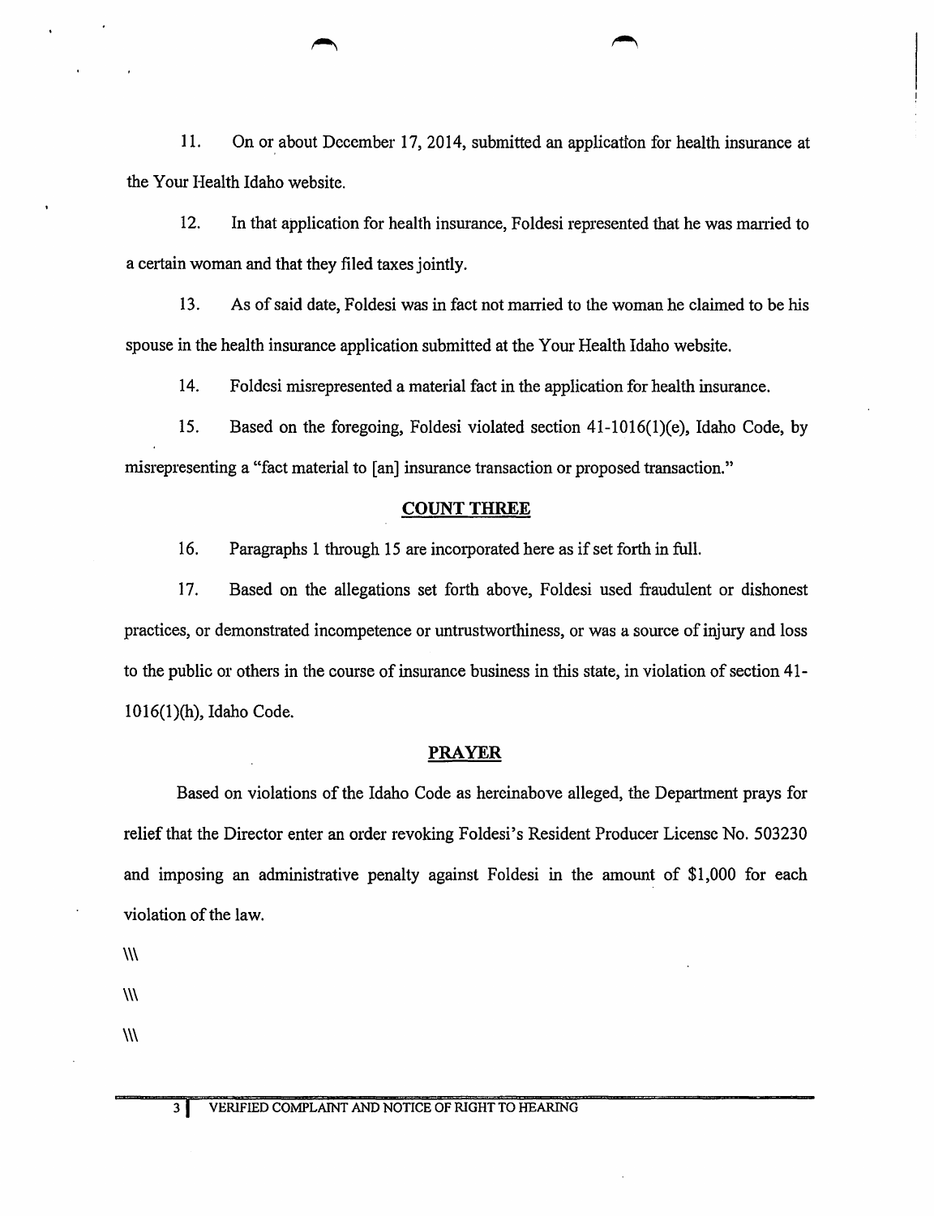11. On or about December 17, 2014, submitted an application for health insurance at the Your Health Idaho website.

12. In that application for health insurance, Foldesi represented that he was married to a certain woman and that they filed taxes jointly.

13. As of said date, Foldesi was in fact not married to the woman he claimed to be his spouse in the health insurance application submitted at the Your Health Idaho website.

14. Foldesi misrepresented a material fact in the application for health insurance.

15. Based on the foregoing, Foldesi violated section 41-1016(1)(e), Idaho Code, by misrepresenting a "fact material to [an] insurance transaction or proposed transaction."

## COUNT THREE

16. Paragraphs 1 through 15 are incorporated here as if set forth in full.

17. Based on the allegations set forth above, Foldesi used fraudulent or dishonest practices, or demonstrated incompetence or untrustworthiness, or was a source of injury and loss to the public or others in the course of insurance business in this state, in violation of section 41-1016(1)(h), Idaho Code.

## PRAYER

Based on violations of the Idaho Code as hereinabove alleged, the Department prays for relief that the Director enter an order revoking Foldesi's Resident Producer License No. 503230 and imposing an administrative penalty against Foldesi in the amount of $1,000 for each violation of the law.

\\\

\\\

\\\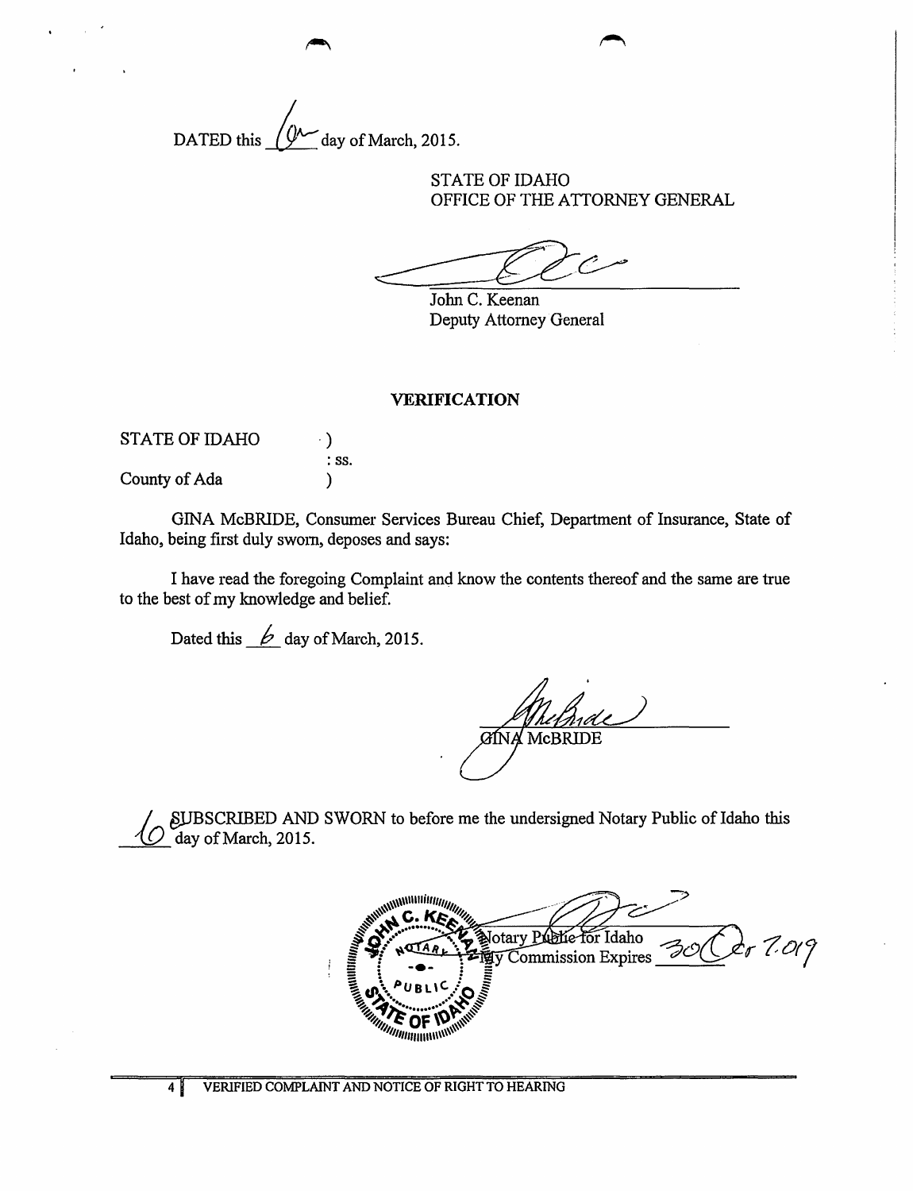DATED this 6th day of March, 2015.

STATE OF IDAHO
OFFICE OF THE ATTORNEY GENERAL

John C. Keenan
Deputy Attorney General

**VERIFICATION**

STATE OF IDAHO )
: ss.
County of Ada )

GINA McBRIDE, Consumer Services Bureau Chief, Department of Insurance, State of Idaho, being first duly sworn, deposes and says:

I have read the foregoing Complaint and know the contents thereof and the same are true to the best of my knowledge and belief.

Dated this 6 day of March, 2015.

GINA McBRIDE

SUBSCRIBED AND SWORN to before me the undersigned Notary Public of Idaho this 6 day of March, 2015.

Notary Public for Idaho
My Commission Expires 30 Oct 7.019

VERIFIED COMPLAINT AND NOTICE OF RIGHT TO HEARING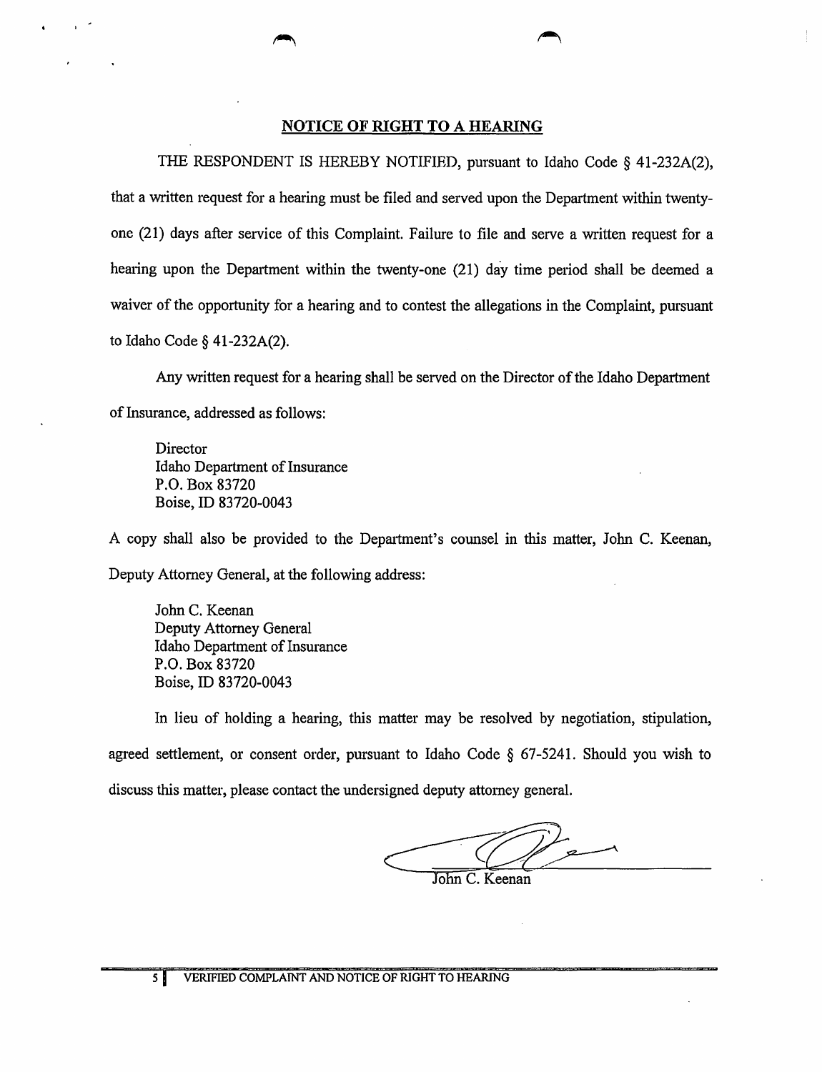## NOTICE OF RIGHT TO A HEARING

THE RESPONDENT IS HEREBY NOTIFIED, pursuant to Idaho Code § 41-232A(2), that a written request for a hearing must be filed and served upon the Department within twenty-one (21) days after service of this Complaint. Failure to file and serve a written request for a hearing upon the Department within the twenty-one (21) day time period shall be deemed a waiver of the opportunity for a hearing and to contest the allegations in the Complaint, pursuant to Idaho Code § 41-232A(2).

Any written request for a hearing shall be served on the Director of the Idaho Department of Insurance, addressed as follows:

Director
Idaho Department of Insurance
P.O. Box 83720
Boise, ID 83720-0043

A copy shall also be provided to the Department's counsel in this matter, John C. Keenan, Deputy Attorney General, at the following address:

John C. Keenan
Deputy Attorney General
Idaho Department of Insurance
P.O. Box 83720
Boise, ID 83720-0043

In lieu of holding a hearing, this matter may be resolved by negotiation, stipulation, agreed settlement, or consent order, pursuant to Idaho Code § 67-5241. Should you wish to discuss this matter, please contact the undersigned deputy attorney general.

John C. Keenan

VERIFIED COMPLAINT AND NOTICE OF RIGHT TO HEARING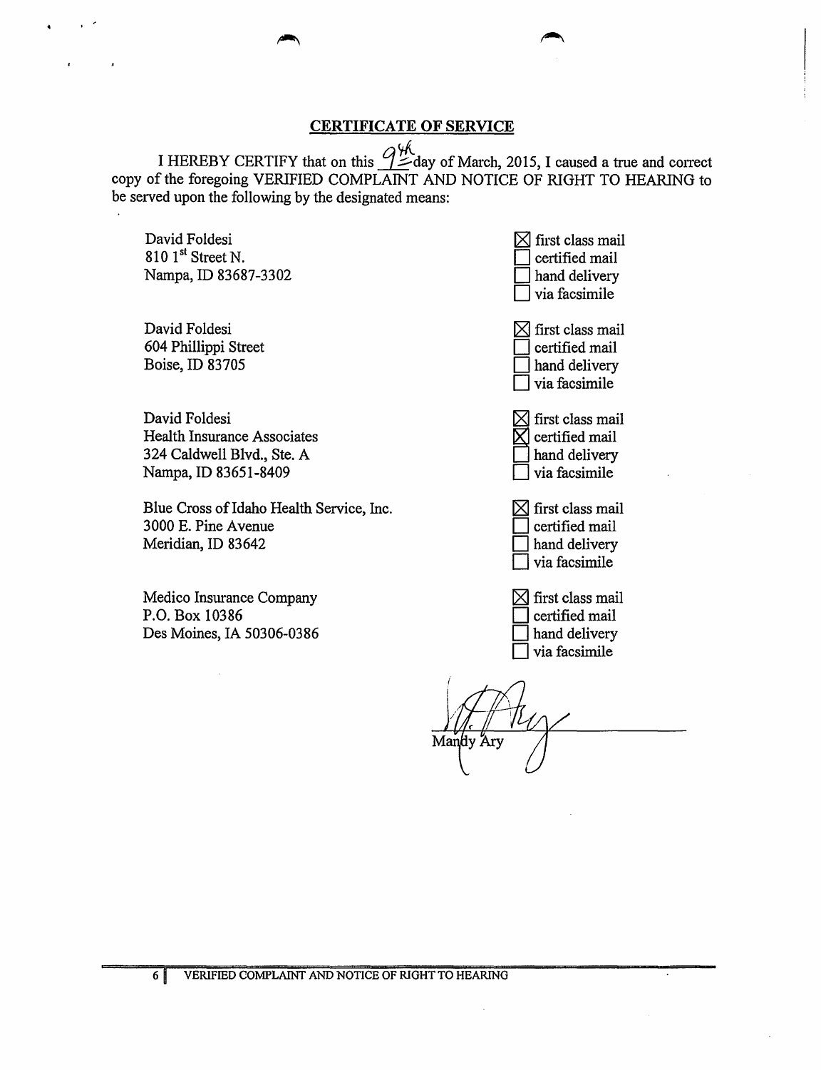## CERTIFICATE OF SERVICE

I HEREBY CERTIFY that on this 9th day of March, 2015, I caused a true and correct copy of the foregoing VERIFIED COMPLAINT AND NOTICE OF RIGHT TO HEARING to be served upon the following by the designated means:

| | |
|---|---|
| David Foldesi<br>810 1st Street N.<br>Nampa, ID 83687-3302 | ☒ first class mail<br>☐ certified mail<br>☐ hand delivery<br>☐ via facsimile |
| David Foldesi<br>604 Phillippi Street<br>Boise, ID 83705 | ☒ first class mail<br>☐ certified mail<br>☐ hand delivery<br>☐ via facsimile |
| David Foldesi<br>Health Insurance Associates<br>324 Caldwell Blvd., Ste. A<br>Nampa, ID 83651-8409 | ☒ first class mail<br>☒ certified mail<br>☐ hand delivery<br>☐ via facsimile |
| Blue Cross of Idaho Health Service, Inc.<br>3000 E. Pine Avenue<br>Meridian, ID 83642 | ☒ first class mail<br>☐ certified mail<br>☐ hand delivery<br>☐ via facsimile |
| Medico Insurance Company<br>P.O. Box 10386<br>Des Moines, IA 50306-0386 | ☒ first class mail<br>☐ certified mail<br>☐ hand delivery<br>☐ via facsimile |

Mandy Ary